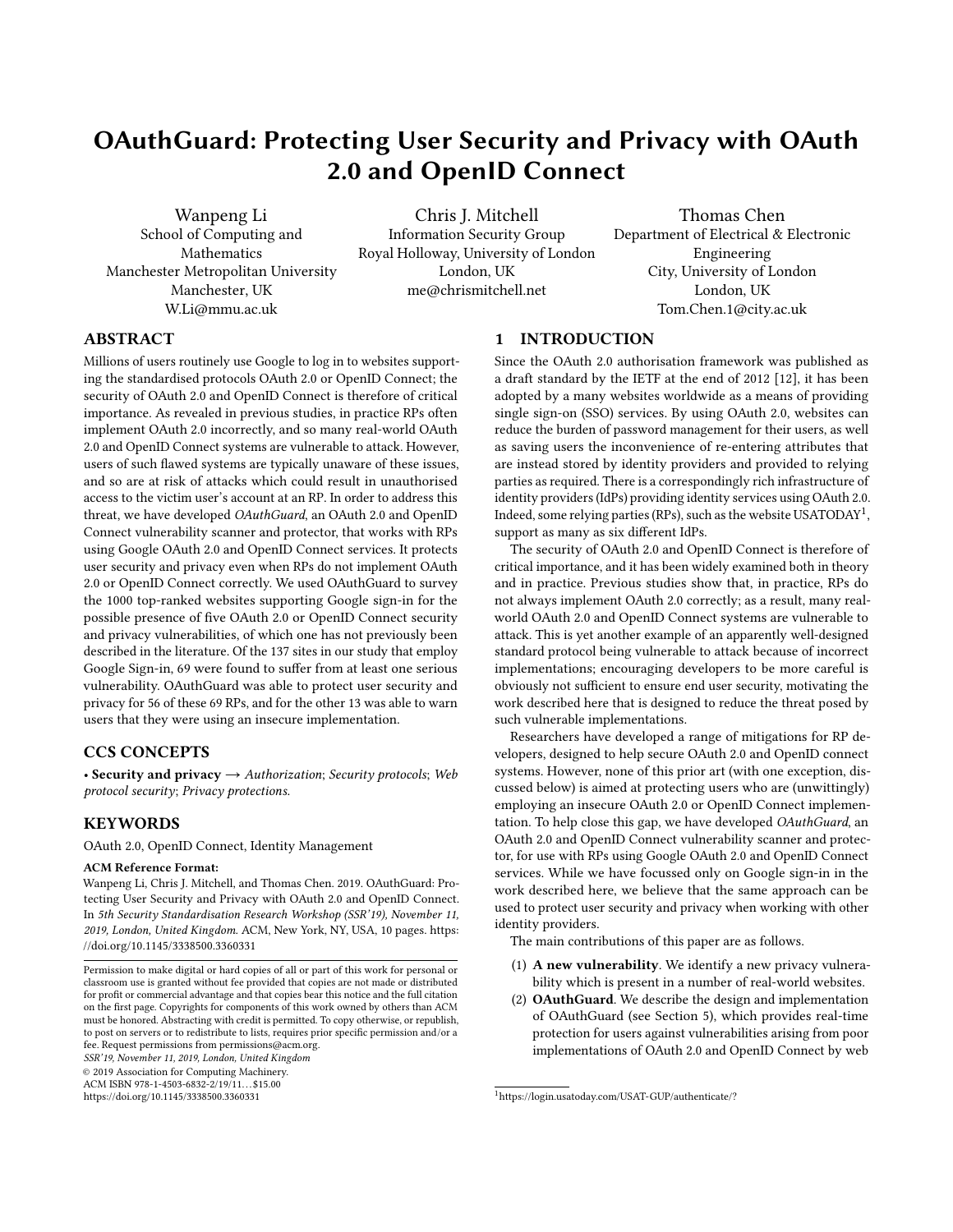# OAuthGuard: Protecting User Security and Privacy with OAuth 2.0 and OpenID Connect

Wanpeng Li
School of Computing and Mathematics
Manchester Metropolitan University
Manchester, UK
W.Li@mmu.ac.uk

Chris J. Mitchell
Information Security Group
Royal Holloway, University of London
London, UK
me@chrismitchell.net

Thomas Chen
Department of Electrical & Electronic Engineering
City, University of London
London, UK
Tom.Chen.1@city.ac.uk

## ABSTRACT

Millions of users routinely use Google to log in to websites supporting the standardised protocols OAuth 2.0 or OpenID Connect; the security of OAuth 2.0 and OpenID Connect is therefore of critical importance. As revealed in previous studies, in practice RPs often implement OAuth 2.0 incorrectly, and so many real-world OAuth 2.0 and OpenID Connect systems are vulnerable to attack. However, users of such flawed systems are typically unaware of these issues, and so are at risk of attacks which could result in unauthorised access to the victim user's account at an RP. In order to address this threat, we have developed *OAuthGuard*, an OAuth 2.0 and OpenID Connect vulnerability scanner and protector, that works with RPs using Google OAuth 2.0 and OpenID Connect services. It protects user security and privacy even when RPs do not implement OAuth 2.0 or OpenID Connect correctly. We used OAuthGuard to survey the 1000 top-ranked websites supporting Google sign-in for the possible presence of five OAuth 2.0 or OpenID Connect security and privacy vulnerabilities, of which one has not previously been described in the literature. Of the 137 sites in our study that employ Google Sign-in, 69 were found to suffer from at least one serious vulnerability. OAuthGuard was able to protect user security and privacy for 56 of these 69 RPs, and for the other 13 was able to warn users that they were using an insecure implementation.

## CCS CONCEPTS

• **Security and privacy** → *Authorization*; *Security protocols*; *Web protocol security*; *Privacy protections*.

## KEYWORDS

OAuth 2.0, OpenID Connect, Identity Management

**ACM Reference Format:**
Wanpeng Li, Chris J. Mitchell, and Thomas Chen. 2019. OAuthGuard: Protecting User Security and Privacy with OAuth 2.0 and OpenID Connect. In *5th Security Standardisation Research Workshop (SSR'19), November 11, 2019, London, United Kingdom.* ACM, New York, NY, USA, 10 pages. https://doi.org/10.1145/3338500.3360331

Permission to make digital or hard copies of all or part of this work for personal or classroom use is granted without fee provided that copies are not made or distributed for profit or commercial advantage and that copies bear this notice and the full citation on the first page. Copyrights for components of this work owned by others than ACM must be honored. Abstracting with credit is permitted. To copy otherwise, or republish, to post on servers or to redistribute to lists, requires prior specific permission and/or a fee. Request permissions from permissions@acm.org.
*SSR'19, November 11, 2019, London, United Kingdom*
© 2019 Association for Computing Machinery.
ACM ISBN 978-1-4503-6832-2/19/11...$15.00
https://doi.org/10.1145/3338500.3360331

## 1 INTRODUCTION

Since the OAuth 2.0 authorisation framework was published as a draft standard by the IETF at the end of 2012 [12], it has been adopted by a many websites worldwide as a means of providing single sign-on (SSO) services. By using OAuth 2.0, websites can reduce the burden of password management for their users, as well as saving users the inconvenience of re-entering attributes that are instead stored by identity providers and provided to relying parties as required. There is a correspondingly rich infrastructure of identity providers (IdPs) providing identity services using OAuth 2.0. Indeed, some relying parties (RPs), such as the website USATODAY[1], support as many as six different IdPs.

The security of OAuth 2.0 and OpenID Connect is therefore of critical importance, and it has been widely examined both in theory and in practice. Previous studies show that, in practice, RPs do not always implement OAuth 2.0 correctly; as a result, many real-world OAuth 2.0 and OpenID Connect systems are vulnerable to attack. This is yet another example of an apparently well-designed standard protocol being vulnerable to attack because of incorrect implementations; encouraging developers to be more careful is obviously not sufficient to ensure end user security, motivating the work described here that is designed to reduce the threat posed by such vulnerable implementations.

Researchers have developed a range of mitigations for RP developers, designed to help secure OAuth 2.0 and OpenID connect systems. However, none of this prior art (with one exception, discussed below) is aimed at protecting users who are (unwittingly) employing an insecure OAuth 2.0 or OpenID Connect implementation. To help close this gap, we have developed *OAuthGuard*, an OAuth 2.0 and OpenID Connect vulnerability scanner and protector, for use with RPs using Google OAuth 2.0 and OpenID Connect services. While we have focussed only on Google sign-in in the work described here, we believe that the same approach can be used to protect user security and privacy when working with other identity providers.

The main contributions of this paper are as follows.

(1) **A new vulnerability**. We identify a new privacy vulnerability which is present in a number of real-world websites.
(2) **OAuthGuard**. We describe the design and implementation of OAuthGuard (see Section 5), which provides real-time protection for users against vulnerabilities arising from poor implementations of OAuth 2.0 and OpenID Connect by web

[1] https://login.usatoday.com/USAT-GUP/authenticate/?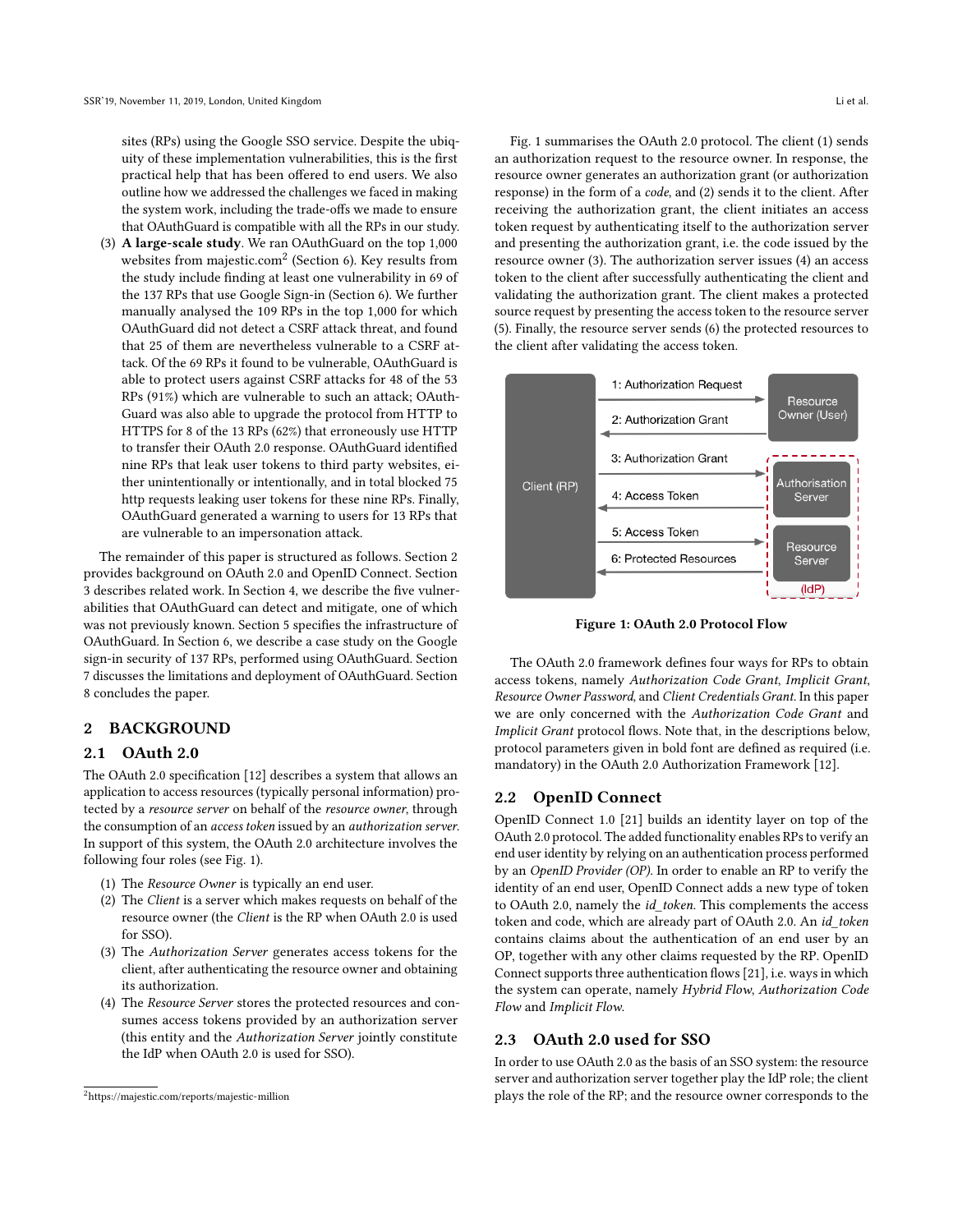sites (RPs) using the Google SSO service. Despite the ubiquity of these implementation vulnerabilities, this is the first practical help that has been offered to end users. We also outline how we addressed the challenges we faced in making the system work, including the trade-offs we made to ensure that OAuthGuard is compatible with all the RPs in our study.

(3) **A large-scale study**. We ran OAuthGuard on the top 1,000 websites from majestic.com[2] (Section 6). Key results from the study include finding at least one vulnerability in 69 of the 137 RPs that use Google Sign-in (Section 6). We further manually analysed the 109 RPs in the top 1,000 for which OAuthGuard did not detect a CSRF attack threat, and found that 25 of them are nevertheless vulnerable to a CSRF attack. Of the 69 RPs it found to be vulnerable, OAuthGuard is able to protect users against CSRF attacks for 48 of the 53 RPs (91%) which are vulnerable to such an attack; OAuthGuard was also able to upgrade the protocol from HTTP to HTTPS for 8 of the 13 RPs (62%) that erroneously use HTTP to transfer their OAuth 2.0 response. OAuthGuard identified nine RPs that leak user tokens to third party websites, either unintentionally or intentionally, and in total blocked 75 http requests leaking user tokens for these nine RPs. Finally, OAuthGuard generated a warning to users for 13 RPs that are vulnerable to an impersonation attack.

The remainder of this paper is structured as follows. Section 2 provides background on OAuth 2.0 and OpenID Connect. Section 3 describes related work. In Section 4, we describe the five vulnerabilities that OAuthGuard can detect and mitigate, one of which was not previously known. Section 5 specifies the infrastructure of OAuthGuard. In Section 6, we describe a case study on the Google sign-in security of 137 RPs, performed using OAuthGuard. Section 7 discusses the limitations and deployment of OAuthGuard. Section 8 concludes the paper.

## 2 BACKGROUND

### 2.1 OAuth 2.0

The OAuth 2.0 specification [12] describes a system that allows an application to access resources (typically personal information) protected by a *resource server* on behalf of the *resource owner*, through the consumption of an *access token* issued by an *authorization server*. In support of this system, the OAuth 2.0 architecture involves the following four roles (see Fig. 1).

(1) The *Resource Owner* is typically an end user.
(2) The *Client* is a server which makes requests on behalf of the resource owner (the *Client* is the RP when OAuth 2.0 is used for SSO).
(3) The *Authorization Server* generates access tokens for the client, after authenticating the resource owner and obtaining its authorization.
(4) The *Resource Server* stores the protected resources and consumes access tokens provided by an authorization server (this entity and the *Authorization Server* jointly constitute the IdP when OAuth 2.0 is used for SSO).

Fig. 1 summarises the OAuth 2.0 protocol. The client (1) sends an authorization request to the resource owner. In response, the resource owner generates an authorization grant (or authorization response) in the form of a *code*, and (2) sends it to the client. After receiving the authorization grant, the client initiates an access token request by authenticating itself to the authorization server and presenting the authorization grant, i.e. the code issued by the resource owner (3). The authorization server issues (4) an access token to the client after successfully authenticating the client and validating the authorization grant. The client makes a protected source request by presenting the access token to the resource server (5). Finally, the resource server sends (6) the protected resources to the client after validating the access token.

**Figure 1: OAuth 2.0 Protocol Flow**

The OAuth 2.0 framework defines four ways for RPs to obtain access tokens, namely *Authorization Code Grant*, *Implicit Grant*, *Resource Owner Password*, and *Client Credentials Grant*. In this paper we are only concerned with the *Authorization Code Grant* and *Implicit Grant* protocol flows. Note that, in the descriptions below, protocol parameters given in bold font are defined as required (i.e. mandatory) in the OAuth 2.0 Authorization Framework [12].

### 2.2 OpenID Connect

OpenID Connect 1.0 [21] builds an identity layer on top of the OAuth 2.0 protocol. The added functionality enables RPs to verify an end user identity by relying on an authentication process performed by an *OpenID Provider (OP)*. In order to enable an RP to verify the identity of an end user, OpenID Connect adds a new type of token to OAuth 2.0, namely the *id_token*. This complements the access token and code, which are already part of OAuth 2.0. An *id_token* contains claims about the authentication of an end user by an OP, together with any other claims requested by the RP. OpenID Connect supports three authentication flows [21], i.e. ways in which the system can operate, namely *Hybrid Flow*, *Authorization Code Flow* and *Implicit Flow*.

### 2.3 OAuth 2.0 used for SSO

In order to use OAuth 2.0 as the basis of an SSO system: the resource server and authorization server together play the IdP role; the client plays the role of the RP; and the resource owner corresponds to the

[2] https://majestic.com/reports/majestic-million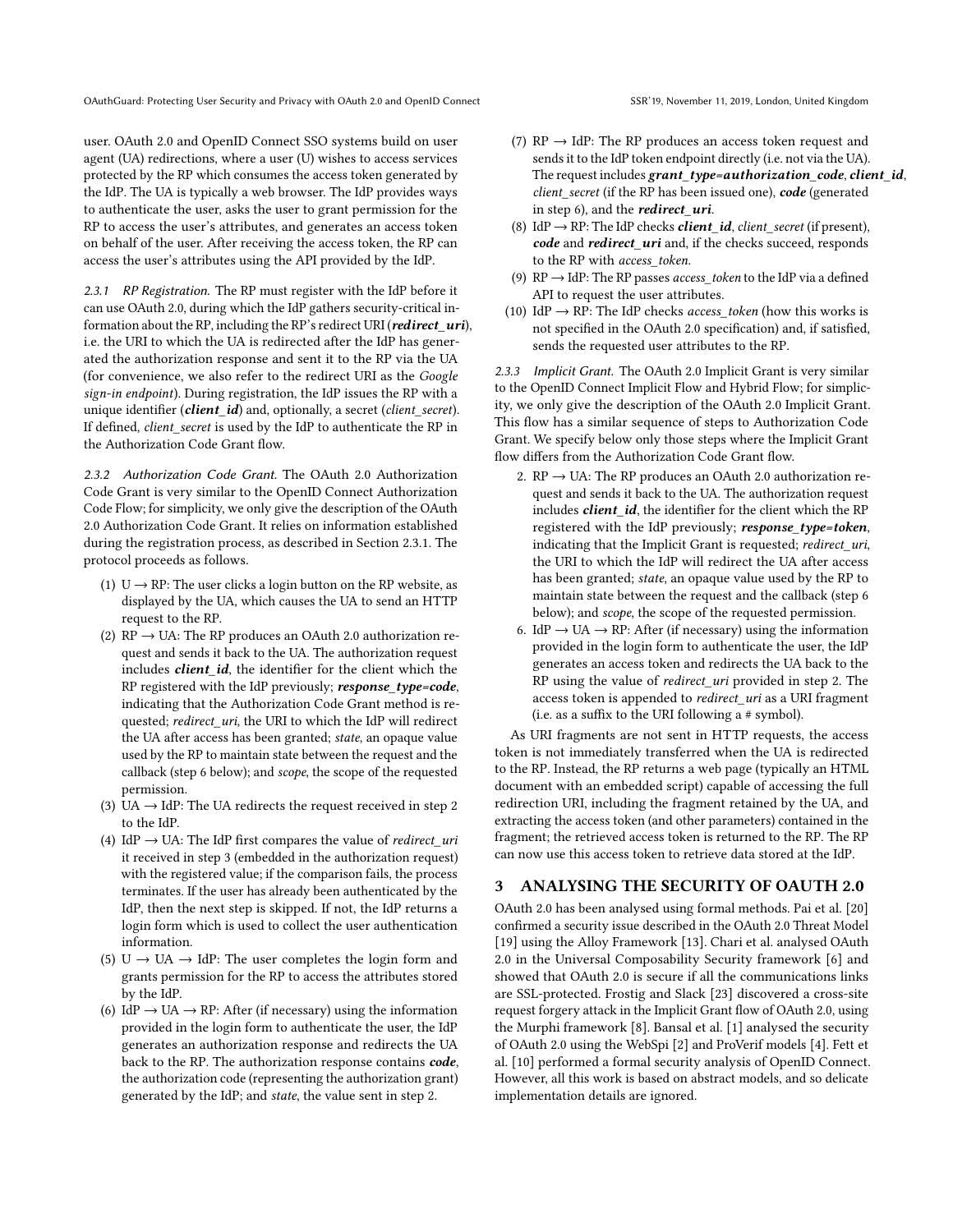user. OAuth 2.0 and OpenID Connect SSO systems build on user agent (UA) redirections, where a user (U) wishes to access services protected by the RP which consumes the access token generated by the IdP. The UA is typically a web browser. The IdP provides ways to authenticate the user, asks the user to grant permission for the RP to access the user's attributes, and generates an access token on behalf of the user. After receiving the access token, the RP can access the user's attributes using the API provided by the IdP.

#### 2.3.1 RP Registration.

The RP must register with the IdP before it can use OAuth 2.0, during which the IdP gathers security-critical information about the RP, including the RP's redirect URI (***redirect_uri***), i.e. the URI to which the UA is redirected after the IdP has generated the authorization response and sent it to the RP via the UA (for convenience, we also refer to the redirect URI as the *Google sign-in endpoint*). During registration, the IdP issues the RP with a unique identifier (***client_id***) and, optionally, a secret (*client_secret*). If defined, *client_secret* is used by the IdP to authenticate the RP in the Authorization Code Grant flow.

#### 2.3.2 Authorization Code Grant.

The OAuth 2.0 Authorization Code Grant is very similar to the OpenID Connect Authorization Code Flow; for simplicity, we only give the description of the OAuth 2.0 Authorization Code Grant. It relies on information established during the registration process, as described in Section 2.3.1. The protocol proceeds as follows.

(1) U → RP: The user clicks a login button on the RP website, as displayed by the UA, which causes the UA to send an HTTP request to the RP.
(2) RP → UA: The RP produces an OAuth 2.0 authorization request and sends it back to the UA. The authorization request includes ***client_id***, the identifier for the client which the RP registered with the IdP previously; ***response_type=code***, indicating that the Authorization Code Grant method is requested; *redirect_uri*, the URI to which the IdP will redirect the UA after access has been granted; *state*, an opaque value used by the RP to maintain state between the request and the callback (step 6 below); and *scope*, the scope of the requested permission.
(3) UA → IdP: The UA redirects the request received in step 2 to the IdP.
(4) IdP → UA: The IdP first compares the value of *redirect_uri* it received in step 3 (embedded in the authorization request) with the registered value; if the comparison fails, the process terminates. If the user has already been authenticated by the IdP, then the next step is skipped. If not, the IdP returns a login form which is used to collect the user authentication information.
(5) U → UA → IdP: The user completes the login form and grants permission for the RP to access the attributes stored by the IdP.
(6) IdP → UA → RP: After (if necessary) using the information provided in the login form to authenticate the user, the IdP generates an authorization response and redirects the UA back to the RP. The authorization response contains ***code***, the authorization code (representing the authorization grant) generated by the IdP; and *state*, the value sent in step 2.
(7) RP → IdP: The RP produces an access token request and sends it to the IdP token endpoint directly (i.e. not via the UA). The request includes ***grant_type=authorization_code***, ***client_id***, *client_secret* (if the RP has been issued one), ***code*** (generated in step 6), and the ***redirect_uri***.
(8) IdP → RP: The IdP checks ***client_id***, *client_secret* (if present), ***code*** and ***redirect_uri*** and, if the checks succeed, responds to the RP with *access_token*.
(9) RP → IdP: The RP passes *access_token* to the IdP via a defined API to request the user attributes.
(10) IdP → RP: The IdP checks *access_token* (how this works is not specified in the OAuth 2.0 specification) and, if satisfied, sends the requested user attributes to the RP.

#### 2.3.3 Implicit Grant.

The OAuth 2.0 Implicit Grant is very similar to the OpenID Connect Implicit Flow and Hybrid Flow; for simplicity, we only give the description of the OAuth 2.0 Implicit Grant. This flow has a similar sequence of steps to Authorization Code Grant. We specify below only those steps where the Implicit Grant flow differs from the Authorization Code Grant flow.

2. RP → UA: The RP produces an OAuth 2.0 authorization request and sends it back to the UA. The authorization request includes ***client_id***, the identifier for the client which the RP registered with the IdP previously; ***response_type=token***, indicating that the Implicit Grant is requested; *redirect_uri*, the URI to which the IdP will redirect the UA after access has been granted; *state*, an opaque value used by the RP to maintain state between the request and the callback (step 6 below); and *scope*, the scope of the requested permission.
6. IdP → UA → RP: After (if necessary) using the information provided in the login form to authenticate the user, the IdP generates an access token and redirects the UA back to the RP using the value of *redirect_uri* provided in step 2. The access token is appended to *redirect_uri* as a URI fragment (i.e. as a suffix to the URI following a # symbol).

As URI fragments are not sent in HTTP requests, the access token is not immediately transferred when the UA is redirected to the RP. Instead, the RP returns a web page (typically an HTML document with an embedded script) capable of accessing the full redirection URI, including the fragment retained by the UA, and extracting the access token (and other parameters) contained in the fragment; the retrieved access token is returned to the RP. The RP can now use this access token to retrieve data stored at the IdP.

## 3 ANALYSING THE SECURITY OF OAUTH 2.0

OAuth 2.0 has been analysed using formal methods. Pai et al. [20] confirmed a security issue described in the OAuth 2.0 Threat Model [19] using the Alloy Framework [13]. Chari et al. analysed OAuth 2.0 in the Universal Composability Security framework [6] and showed that OAuth 2.0 is secure if all the communications links are SSL-protected. Frostig and Slack [23] discovered a cross-site request forgery attack in the Implicit Grant flow of OAuth 2.0, using the Murphi framework [8]. Bansal et al. [1] analysed the security of OAuth 2.0 using the WebSpi [2] and ProVerif models [4]. Fett et al. [10] performed a formal security analysis of OpenID Connect. However, all this work is based on abstract models, and so delicate implementation details are ignored.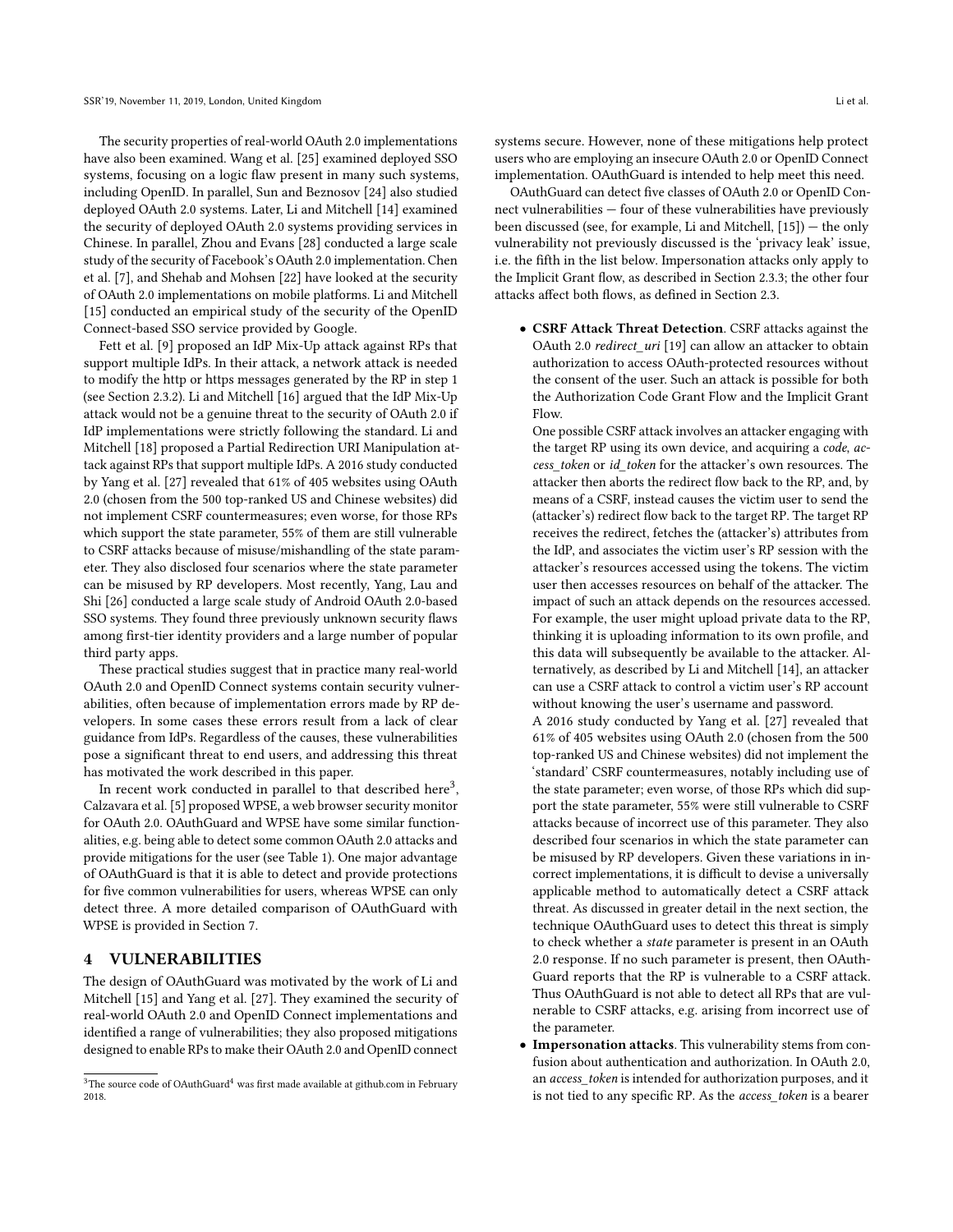The security properties of real-world OAuth 2.0 implementations have also been examined. Wang et al. [25] examined deployed SSO systems, focusing on a logic flaw present in many such systems, including OpenID. In parallel, Sun and Beznosov [24] also studied deployed OAuth 2.0 systems. Later, Li and Mitchell [14] examined the security of deployed OAuth 2.0 systems providing services in Chinese. In parallel, Zhou and Evans [28] conducted a large scale study of the security of Facebook's OAuth 2.0 implementation. Chen et al. [7], and Shehab and Mohsen [22] have looked at the security of OAuth 2.0 implementations on mobile platforms. Li and Mitchell [15] conducted an empirical study of the security of the OpenID Connect-based SSO service provided by Google.

Fett et al. [9] proposed an IdP Mix-Up attack against RPs that support multiple IdPs. In their attack, a network attack is needed to modify the http or https messages generated by the RP in step 1 (see Section 2.3.2). Li and Mitchell [16] argued that the IdP Mix-Up attack would not be a genuine threat to the security of OAuth 2.0 if IdP implementations were strictly following the standard. Li and Mitchell [18] proposed a Partial Redirection URI Manipulation attack against RPs that support multiple IdPs. A 2016 study conducted by Yang et al. [27] revealed that 61% of 405 websites using OAuth 2.0 (chosen from the 500 top-ranked US and Chinese websites) did not implement CSRF countermeasures; even worse, for those RPs which support the state parameter, 55% of them are still vulnerable to CSRF attacks because of misuse/mishandling of the state parameter. They also disclosed four scenarios where the state parameter can be misused by RP developers. Most recently, Yang, Lau and Shi [26] conducted a large scale study of Android OAuth 2.0-based SSO systems. They found three previously unknown security flaws among first-tier identity providers and a large number of popular third party apps.

These practical studies suggest that in practice many real-world OAuth 2.0 and OpenID Connect systems contain security vulnerabilities, often because of implementation errors made by RP developers. In some cases these errors result from a lack of clear guidance from IdPs. Regardless of the causes, these vulnerabilities pose a significant threat to end users, and addressing this threat has motivated the work described in this paper.

In recent work conducted in parallel to that described here[3], Calzavara et al. [5] proposed WPSE, a web browser security monitor for OAuth 2.0. OAuthGuard and WPSE have some similar functionalities, e.g. being able to detect some common OAuth 2.0 attacks and provide mitigations for the user (see Table 1). One major advantage of OAuthGuard is that it is able to detect and provide protections for five common vulnerabilities for users, whereas WPSE can only detect three. A more detailed comparison of OAuthGuard with WPSE is provided in Section 7.

## 4 VULNERABILITIES

The design of OAuthGuard was motivated by the work of Li and Mitchell [15] and Yang et al. [27]. They examined the security of real-world OAuth 2.0 and OpenID Connect implementations and identified a range of vulnerabilities; they also proposed mitigations designed to enable RPs to make their OAuth 2.0 and OpenID connect systems secure. However, none of these mitigations help protect users who are employing an insecure OAuth 2.0 or OpenID Connect implementation. OAuthGuard is intended to help meet this need.

OAuthGuard can detect five classes of OAuth 2.0 or OpenID Connect vulnerabilities — four of these vulnerabilities have previously been discussed (see, for example, Li and Mitchell, [15]) — the only vulnerability not previously discussed is the 'privacy leak' issue, i.e. the fifth in the list below. Impersonation attacks only apply to the Implicit Grant flow, as described in Section 2.3.3; the other four attacks affect both flows, as defined in Section 2.3.

- **CSRF Attack Threat Detection**. CSRF attacks against the OAuth 2.0 *redirect_uri* [19] can allow an attacker to obtain authorization to access OAuth-protected resources without the consent of the user. Such an attack is possible for both the Authorization Code Grant Flow and the Implicit Grant Flow.

  One possible CSRF attack involves an attacker engaging with the target RP using its own device, and acquiring a *code*, *access_token* or *id_token* for the attacker's own resources. The attacker then aborts the redirect flow back to the RP, and, by means of a CSRF, instead causes the victim user to send the (attacker's) redirect flow back to the target RP. The target RP receives the redirect, fetches the (attacker's) attributes from the IdP, and associates the victim user's RP session with the attacker's resources accessed using the tokens. The victim user then accesses resources on behalf of the attacker. The impact of such an attack depends on the resources accessed. For example, the user might upload private data to the RP, thinking it is uploading information to its own profile, and this data will subsequently be available to the attacker. Alternatively, as described by Li and Mitchell [14], an attacker can use a CSRF attack to control a victim user's RP account without knowing the user's username and password.

  A 2016 study conducted by Yang et al. [27] revealed that 61% of 405 websites using OAuth 2.0 (chosen from the 500 top-ranked US and Chinese websites) did not implement the 'standard' CSRF countermeasures, notably including use of the state parameter; even worse, of those RPs which did support the state parameter, 55% were still vulnerable to CSRF attacks because of incorrect use of this parameter. They also described four scenarios in which the state parameter can be misused by RP developers. Given these variations in incorrect implementations, it is difficult to devise a universally applicable method to automatically detect a CSRF attack threat. As discussed in greater detail in the next section, the technique OAuthGuard uses to detect this threat is simply to check whether a *state* parameter is present in an OAuth 2.0 response. If no such parameter is present, then OAuthGuard reports that the RP is vulnerable to a CSRF attack. Thus OAuthGuard is not able to detect all RPs that are vulnerable to CSRF attacks, e.g. arising from incorrect use of the parameter.
- **Impersonation attacks**. This vulnerability stems from confusion about authentication and authorization. In OAuth 2.0, an *access_token* is intended for authorization purposes, and it is not tied to any specific RP. As the *access_token* is a bearer

[3] The source code of OAuthGuard[4] was first made available at github.com in February 2018.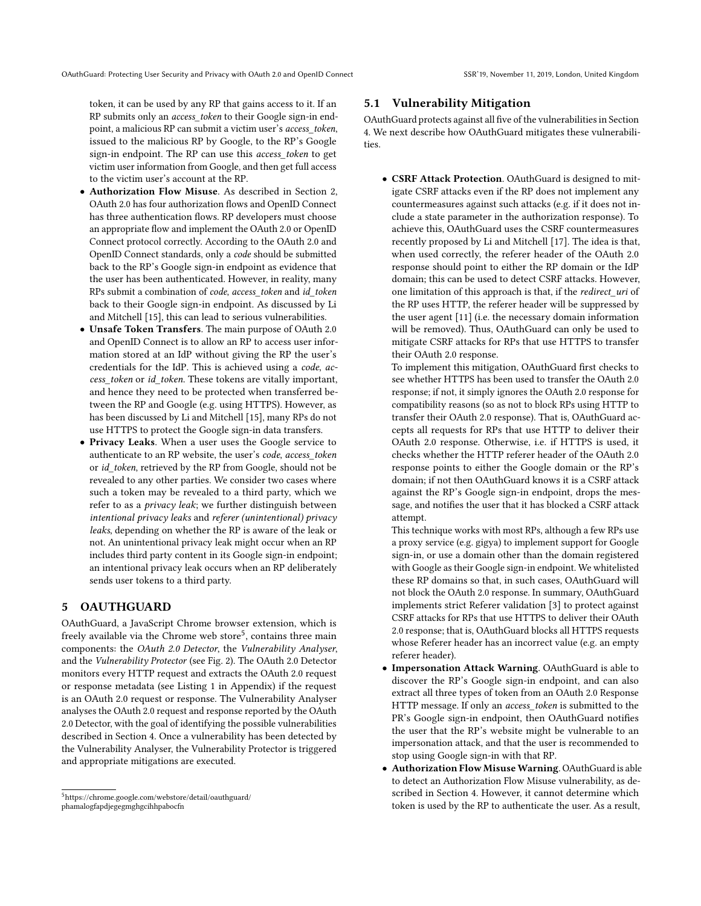token, it can be used by any RP that gains access to it. If an RP submits only an *access_token* to their Google sign-in endpoint, a malicious RP can submit a victim user's *access_token*, issued to the malicious RP by Google, to the RP's Google sign-in endpoint. The RP can use this *access_token* to get victim user information from Google, and then get full access to the victim user's account at the RP.

- **Authorization Flow Misuse**. As described in Section 2, OAuth 2.0 has four authorization flows and OpenID Connect has three authentication flows. RP developers must choose an appropriate flow and implement the OAuth 2.0 or OpenID Connect protocol correctly. According to the OAuth 2.0 and OpenID Connect standards, only a *code* should be submitted back to the RP's Google sign-in endpoint as evidence that the user has been authenticated. However, in reality, many RPs submit a combination of *code*, *access_token* and *id_token* back to their Google sign-in endpoint. As discussed by Li and Mitchell [15], this can lead to serious vulnerabilities.
- **Unsafe Token Transfers**. The main purpose of OAuth 2.0 and OpenID Connect is to allow an RP to access user information stored at an IdP without giving the RP the user's credentials for the IdP. This is achieved using a *code*, *access_token* or *id_token*. These tokens are vitally important, and hence they need to be protected when transferred between the RP and Google (e.g. using HTTPS). However, as has been discussed by Li and Mitchell [15], many RPs do not use HTTPS to protect the Google sign-in data transfers.
- **Privacy Leaks**. When a user uses the Google service to authenticate to an RP website, the user's *code*, *access_token* or *id_token*, retrieved by the RP from Google, should not be revealed to any other parties. We consider two cases where such a token may be revealed to a third party, which we refer to as a *privacy leak*; we further distinguish between *intentional privacy leaks* and *referer (unintentional) privacy leaks*, depending on whether the RP is aware of the leak or not. An unintentional privacy leak might occur when an RP includes third party content in its Google sign-in endpoint; an intentional privacy leak occurs when an RP deliberately sends user tokens to a third party.

## 5 OAUTHGUARD

OAuthGuard, a JavaScript Chrome browser extension, which is freely available via the Chrome web store[5], contains three main components: the *OAuth 2.0 Detector*, the *Vulnerability Analyser*, and the *Vulnerability Protector* (see Fig. 2). The OAuth 2.0 Detector monitors every HTTP request and extracts the OAuth 2.0 request or response metadata (see Listing 1 in Appendix) if the request is an OAuth 2.0 request or response. The Vulnerability Analyser analyses the OAuth 2.0 request and response reported by the OAuth 2.0 Detector, with the goal of identifying the possible vulnerabilities described in Section 4. Once a vulnerability has been detected by the Vulnerability Analyser, the Vulnerability Protector is triggered and appropriate mitigations are executed.

[5] https://chrome.google.com/webstore/detail/oauthguard/phamalogfapdjegegmghgcihhpabocfn

### 5.1 Vulnerability Mitigation

OAuthGuard protects against all five of the vulnerabilities in Section 4. We next describe how OAuthGuard mitigates these vulnerabilities.

- **CSRF Attack Protection**. OAuthGuard is designed to mitigate CSRF attacks even if the RP does not implement any countermeasures against such attacks (e.g. if it does not include a state parameter in the authorization response). To achieve this, OAuthGuard uses the CSRF countermeasures recently proposed by Li and Mitchell [17]. The idea is that, when used correctly, the referer header of the OAuth 2.0 response should point to either the RP domain or the IdP domain; this can be used to detect CSRF attacks. However, one limitation of this approach is that, if the *redirect_uri* of the RP uses HTTP, the referer header will be suppressed by the user agent [11] (i.e. the necessary domain information will be removed). Thus, OAuthGuard can only be used to mitigate CSRF attacks for RPs that use HTTPS to transfer their OAuth 2.0 response.

  To implement this mitigation, OAuthGuard first checks to see whether HTTPS has been used to transfer the OAuth 2.0 response; if not, it simply ignores the OAuth 2.0 response for compatibility reasons (so as not to block RPs using HTTP to transfer their OAuth 2.0 response). That is, OAuthGuard accepts all requests for RPs that use HTTP to deliver their OAuth 2.0 response. Otherwise, i.e. if HTTPS is used, it checks whether the HTTP referer header of the OAuth 2.0 response points to either the Google domain or the RP's domain; if not then OAuthGuard knows it is a CSRF attack against the RP's Google sign-in endpoint, drops the message, and notifies the user that it has blocked a CSRF attack attempt.

  This technique works with most RPs, although a few RPs use a proxy service (e.g. gigya) to implement support for Google sign-in, or use a domain other than the domain registered with Google as their Google sign-in endpoint. We whitelisted these RP domains so that, in such cases, OAuthGuard will not block the OAuth 2.0 response. In summary, OAuthGuard implements strict Referer validation [3] to protect against CSRF attacks for RPs that use HTTPS to deliver their OAuth 2.0 response; that is, OAuthGuard blocks all HTTPS requests whose Referer header has an incorrect value (e.g. an empty referer header).
- **Impersonation Attack Warning**. OAuthGuard is able to discover the RP's Google sign-in endpoint, and can also extract all three types of token from an OAuth 2.0 Response HTTP message. If only an *access_token* is submitted to the PR's Google sign-in endpoint, then OAuthGuard notifies the user that the RP's website might be vulnerable to an impersonation attack, and that the user is recommended to stop using Google sign-in with that RP.
- **Authorization Flow Misuse Warning**. OAuthGuard is able to detect an Authorization Flow Misuse vulnerability, as described in Section 4. However, it cannot determine which token is used by the RP to authenticate the user. As a result,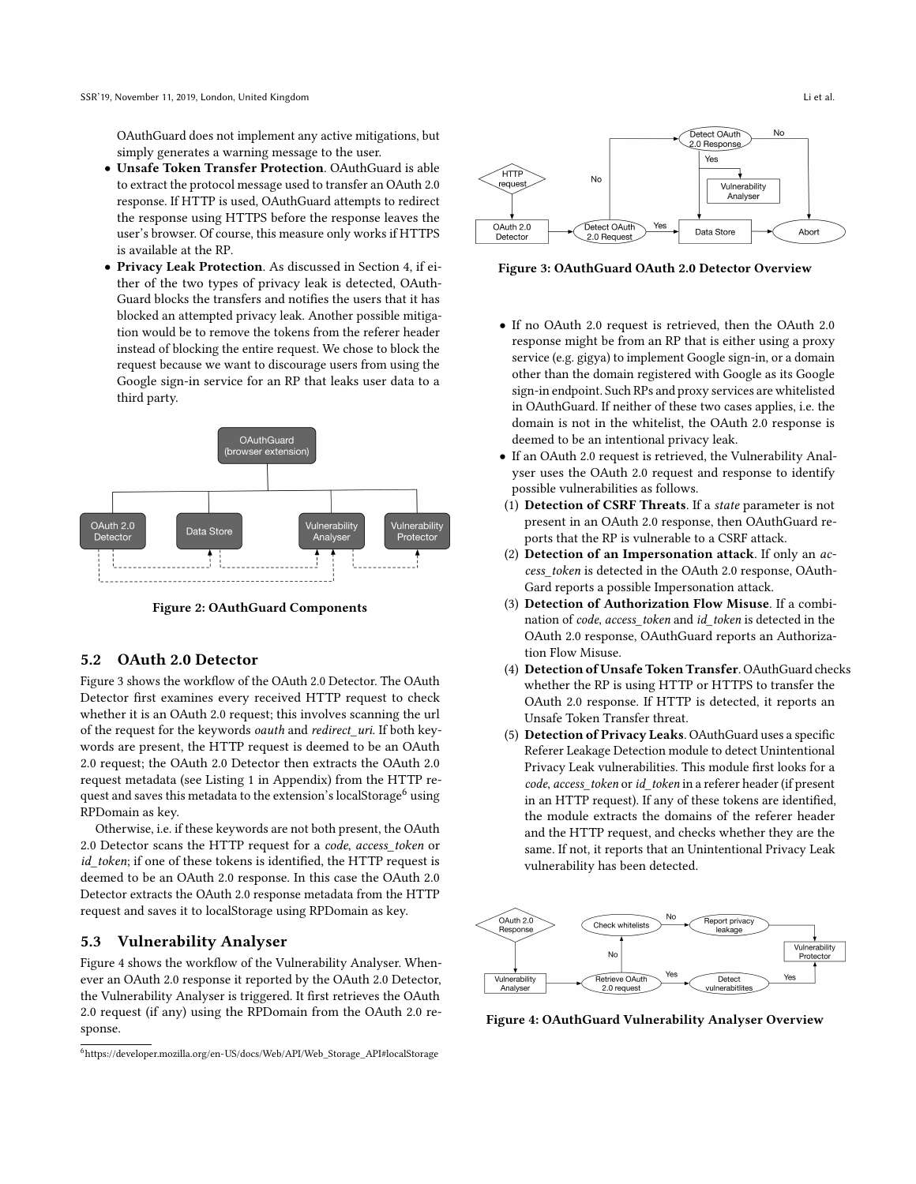OAuthGuard does not implement any active mitigations, but simply generates a warning message to the user.

- **Unsafe Token Transfer Protection**. OAuthGuard is able to extract the protocol message used to transfer an OAuth 2.0 response. If HTTP is used, OAuthGuard attempts to redirect the response using HTTPS before the response leaves the user's browser. Of course, this measure only works if HTTPS is available at the RP.
- **Privacy Leak Protection**. As discussed in Section 4, if either of the two types of privacy leak is detected, OAuthGuard blocks the transfers and notifies the users that it has blocked an attempted privacy leak. Another possible mitigation would be to remove the tokens from the referer header instead of blocking the entire request. We chose to block the request because we want to discourage users from using the Google sign-in service for an RP that leaks user data to a third party.

**Figure 2: OAuthGuard Components**

## 5.2 OAuth 2.0 Detector

Figure 3 shows the workflow of the OAuth 2.0 Detector. The OAuth Detector first examines every received HTTP request to check whether it is an OAuth 2.0 request; this involves scanning the url of the request for the keywords *oauth* and *redirect_uri*. If both keywords are present, the HTTP request is deemed to be an OAuth 2.0 request; the OAuth 2.0 Detector then extracts the OAuth 2.0 request metadata (see Listing 1 in Appendix) from the HTTP request and saves this metadata to the extension's localStorage[6] using RPDomain as key.

Otherwise, i.e. if these keywords are not both present, the OAuth 2.0 Detector scans the HTTP request for a *code*, *access_token* or *id_token*; if one of these tokens is identified, the HTTP request is deemed to be an OAuth 2.0 response. In this case the OAuth 2.0 Detector extracts the OAuth 2.0 response metadata from the HTTP request and saves it to localStorage using RPDomain as key.

## 5.3 Vulnerability Analyser

Figure 4 shows the workflow of the Vulnerability Analyser. Whenever an OAuth 2.0 response it reported by the OAuth 2.0 Detector, the Vulnerability Analyser is triggered. It first retrieves the OAuth 2.0 request (if any) using the RPDomain from the OAuth 2.0 response.

[6] https://developer.mozilla.org/en-US/docs/Web/API/Web_Storage_API#localStorage

**Figure 3: OAuthGuard OAuth 2.0 Detector Overview**

- If no OAuth 2.0 request is retrieved, then the OAuth 2.0 response might be from an RP that is either using a proxy service (e.g. gigya) to implement Google sign-in, or a domain other than the domain registered with Google as its Google sign-in endpoint. Such RPs and proxy services are whitelisted in OAuthGuard. If neither of these two cases applies, i.e. the domain is not in the whitelist, the OAuth 2.0 response is deemed to be an intentional privacy leak.
- If an OAuth 2.0 request is retrieved, the Vulnerability Analyser uses the OAuth 2.0 request and response to identify possible vulnerabilities as follows.

1. **Detection of CSRF Threats**. If a *state* parameter is not present in an OAuth 2.0 response, then OAuthGuard reports that the RP is vulnerable to a CSRF attack.
2. **Detection of an Impersonation attack**. If only an *access_token* is detected in the OAuth 2.0 response, OAuthGard reports a possible Impersonation attack.
3. **Detection of Authorization Flow Misuse**. If a combination of *code*, *access_token* and *id_token* is detected in the OAuth 2.0 response, OAuthGuard reports an Authorization Flow Misuse.
4. **Detection of Unsafe Token Transfer**. OAuthGuard checks whether the RP is using HTTP or HTTPS to transfer the OAuth 2.0 response. If HTTP is detected, it reports an Unsafe Token Transfer threat.
5. **Detection of Privacy Leaks**. OAuthGuard uses a specific Referer Leakage Detection module to detect Unintentional Privacy Leak vulnerabilities. This module first looks for a *code*, *access_token* or *id_token* in a referer header (if present in an HTTP request). If any of these tokens are identified, the module extracts the domains of the referer header and the HTTP request, and checks whether they are the same. If not, it reports that an Unintentional Privacy Leak vulnerability has been detected.

**Figure 4: OAuthGuard Vulnerability Analyser Overview**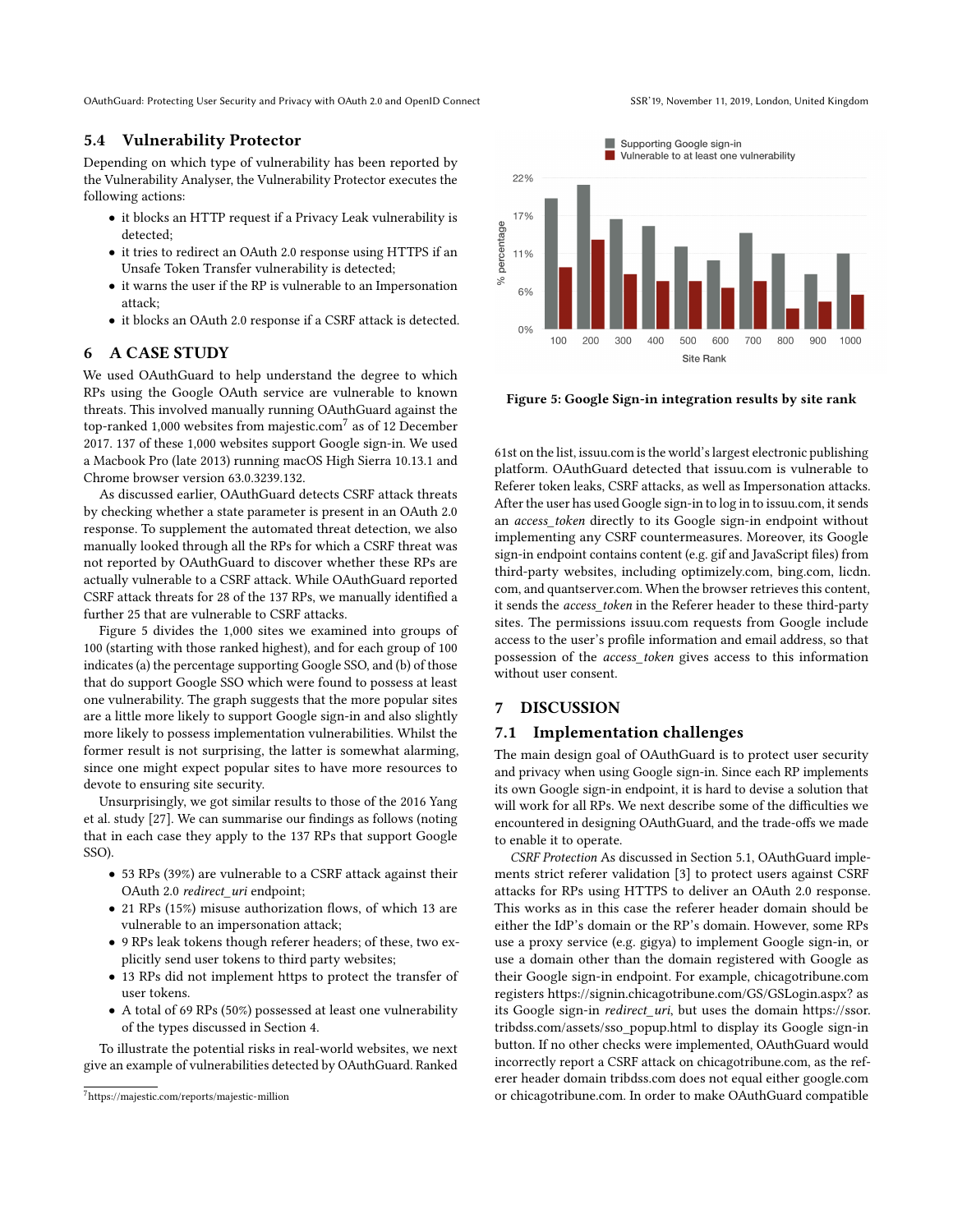## 5.4 Vulnerability Protector

Depending on which type of vulnerability has been reported by the Vulnerability Analyser, the Vulnerability Protector executes the following actions:

- it blocks an HTTP request if a Privacy Leak vulnerability is detected;
- it tries to redirect an OAuth 2.0 response using HTTPS if an Unsafe Token Transfer vulnerability is detected;
- it warns the user if the RP is vulnerable to an Impersonation attack;
- it blocks an OAuth 2.0 response if a CSRF attack is detected.

# 6 A CASE STUDY

We used OAuthGuard to help understand the degree to which RPs using the Google OAuth service are vulnerable to known threats. This involved manually running OAuthGuard against the top-ranked 1,000 websites from majestic.com[7] as of 12 December 2017. 137 of these 1,000 websites support Google sign-in. We used a Macbook Pro (late 2013) running macOS High Sierra 10.13.1 and Chrome browser version 63.0.3239.132.

As discussed earlier, OAuthGuard detects CSRF attack threats by checking whether a state parameter is present in an OAuth 2.0 response. To supplement the automated threat detection, we also manually looked through all the RPs for which a CSRF threat was not reported by OAuthGuard to discover whether these RPs are actually vulnerable to a CSRF attack. While OAuthGuard reported CSRF attack threats for 28 of the 137 RPs, we manually identified a further 25 that are vulnerable to CSRF attacks.

Figure 5 divides the 1,000 sites we examined into groups of 100 (starting with those ranked highest), and for each group of 100 indicates (a) the percentage supporting Google SSO, and (b) of those that do support Google SSO which were found to possess at least one vulnerability. The graph suggests that the more popular sites are a little more likely to support Google sign-in and also slightly more likely to possess implementation vulnerabilities. Whilst the former result is not surprising, the latter is somewhat alarming, since one might expect popular sites to have more resources to devote to ensuring site security.

Unsurprisingly, we got similar results to those of the 2016 Yang et al. study [27]. We can summarise our findings as follows (noting that in each case they apply to the 137 RPs that support Google SSO).

- 53 RPs (39%) are vulnerable to a CSRF attack against their OAuth 2.0 *redirect_uri* endpoint;
- 21 RPs (15%) misuse authorization flows, of which 13 are vulnerable to an impersonation attack;
- 9 RPs leak tokens though referer headers; of these, two explicitly send user tokens to third party websites;
- 13 RPs did not implement https to protect the transfer of user tokens.
- A total of 69 RPs (50%) possessed at least one vulnerability of the types discussed in Section 4.

To illustrate the potential risks in real-world websites, we next give an example of vulnerabilities detected by OAuthGuard. Ranked 61st on the list, issuu.com is the world's largest electronic publishing platform. OAuthGuard detected that issuu.com is vulnerable to Referer token leaks, CSRF attacks, as well as Impersonation attacks. After the user has used Google sign-in to log in to issuu.com, it sends an *access_token* directly to its Google sign-in endpoint without implementing any CSRF countermeasures. Moreover, its Google sign-in endpoint contains content (e.g. gif and JavaScript files) from third-party websites, including optimizely.com, bing.com, licdn.com, and quantserver.com. When the browser retrieves this content, it sends the *access_token* in the Referer header to these third-party sites. The permissions issuu.com requests from Google include access to the user's profile information and email address, so that possession of the *access_token* gives access to this information without user consent.

[7] https://majestic.com/reports/majestic-million

**Figure 5: Google Sign-in integration results by site rank**

# 7 DISCUSSION

## 7.1 Implementation challenges

The main design goal of OAuthGuard is to protect user security and privacy when using Google sign-in. Since each RP implements its own Google sign-in endpoint, it is hard to devise a solution that will work for all RPs. We next describe some of the difficulties we encountered in designing OAuthGuard, and the trade-offs we made to enable it to operate.

*CSRF Protection* As discussed in Section 5.1, OAuthGuard implements strict referer validation [3] to protect users against CSRF attacks for RPs using HTTPS to deliver an OAuth 2.0 response. This works as in this case the referer header domain should be either the IdP's domain or the RP's domain. However, some RPs use a proxy service (e.g. gigya) to implement Google sign-in, or use a domain other than the domain registered with Google as their Google sign-in endpoint. For example, chicagotribune.com registers https://signin.chicagotribune.com/GS/GSLogin.aspx? as its Google sign-in *redirect_uri*, but uses the domain https://ssor.tribdss.com/assets/sso_popup.html to display its Google sign-in button. If no other checks were implemented, OAuthGuard would incorrectly report a CSRF attack on chicagotribune.com, as the referer header domain tribdss.com does not equal either google.com or chicagotribune.com. In order to make OAuthGuard compatible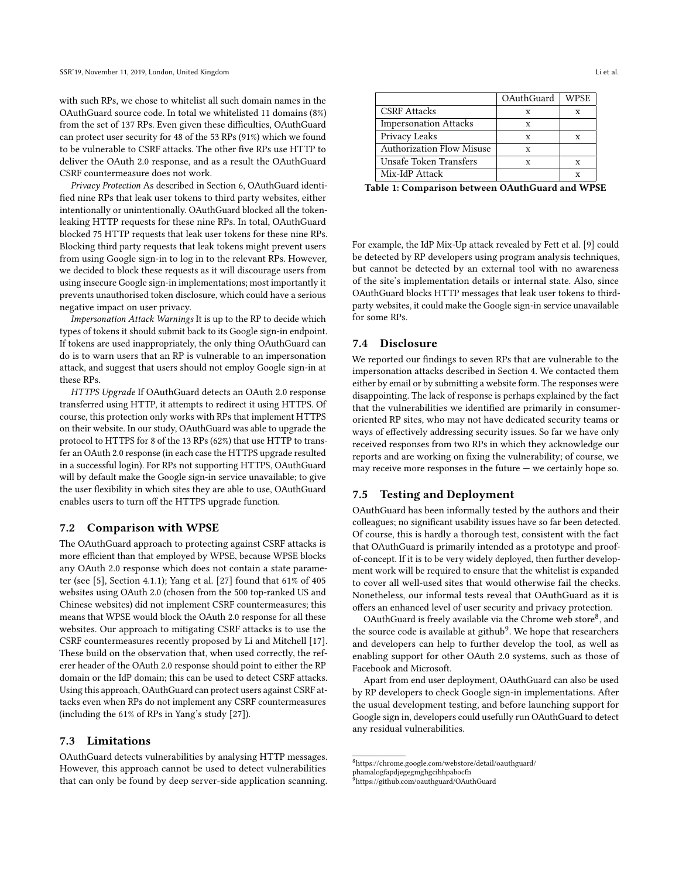with such RPs, we chose to whitelist all such domain names in the OAuthGuard source code. In total we whitelisted 11 domains (8%) from the set of 137 RPs. Even given these difficulties, OAuthGuard can protect user security for 48 of the 53 RPs (91%) which we found to be vulnerable to CSRF attacks. The other five RPs use HTTP to deliver the OAuth 2.0 response, and as a result the OAuthGuard CSRF countermeasure does not work.

*Privacy Protection* As described in Section 6, OAuthGuard identified nine RPs that leak user tokens to third party websites, either intentionally or unintentionally. OAuthGuard blocked all the token-leaking HTTP requests for these nine RPs. In total, OAuthGuard blocked 75 HTTP requests that leak user tokens for these nine RPs. Blocking third party requests that leak tokens might prevent users from using Google sign-in to log in to the relevant RPs. However, we decided to block these requests as it will discourage users from using insecure Google sign-in implementations; most importantly it prevents unauthorised token disclosure, which could have a serious negative impact on user privacy.

*Impersonation Attack Warnings* It is up to the RP to decide which types of tokens it should submit back to its Google sign-in endpoint. If tokens are used inappropriately, the only thing OAuthGuard can do is to warn users that an RP is vulnerable to an impersonation attack, and suggest that users should not employ Google sign-in at these RPs.

*HTTPS Upgrade* If OAuthGuard detects an OAuth 2.0 response transferred using HTTP, it attempts to redirect it using HTTPS. Of course, this protection only works with RPs that implement HTTPS on their website. In our study, OAuthGuard was able to upgrade the protocol to HTTPS for 8 of the 13 RPs (62%) that use HTTP to transfer an OAuth 2.0 response (in each case the HTTPS upgrade resulted in a successful login). For RPs not supporting HTTPS, OAuthGuard will by default make the Google sign-in service unavailable; to give the user flexibility in which sites they are able to use, OAuthGuard enables users to turn off the HTTPS upgrade function.

## 7.2 Comparison with WPSE

The OAuthGuard approach to protecting against CSRF attacks is more efficient than that employed by WPSE, because WPSE blocks any OAuth 2.0 response which does not contain a state parameter (see [5], Section 4.1.1); Yang et al. [27] found that 61% of 405 websites using OAuth 2.0 (chosen from the 500 top-ranked US and Chinese websites) did not implement CSRF countermeasures; this means that WPSE would block the OAuth 2.0 response for all these websites. Our approach to mitigating CSRF attacks is to use the CSRF countermeasures recently proposed by Li and Mitchell [17]. These build on the observation that, when used correctly, the referer header of the OAuth 2.0 response should point to either the RP domain or the IdP domain; this can be used to detect CSRF attacks. Using this approach, OAuthGuard can protect users against CSRF attacks even when RPs do not implement any CSRF countermeasures (including the 61% of RPs in Yang's study [27]).

## 7.3 Limitations

OAuthGuard detects vulnerabilities by analysing HTTP messages. However, this approach cannot be used to detect vulnerabilities that can only be found by deep server-side application scanning.

| | OAuthGuard | WPSE |
|---|---|---|
| CSRF Attacks | x | x |
| Impersonation Attacks | x | |
| Privacy Leaks | x | x |
| Authorization Flow Misuse | x | |
| Unsafe Token Transfers | x | x |
| Mix-IdP Attack | | x |

**Table 1: Comparison between OAuthGuard and WPSE**

For example, the IdP Mix-Up attack revealed by Fett et al. [9] could be detected by RP developers using program analysis techniques, but cannot be detected by an external tool with no awareness of the site's implementation details or internal state. Also, since OAuthGuard blocks HTTP messages that leak user tokens to third-party websites, it could make the Google sign-in service unavailable for some RPs.

## 7.4 Disclosure

We reported our findings to seven RPs that are vulnerable to the impersonation attacks described in Section 4. We contacted them either by email or by submitting a website form. The responses were disappointing. The lack of response is perhaps explained by the fact that the vulnerabilities we identified are primarily in consumer-oriented RP sites, who may not have dedicated security teams or ways of effectively addressing security issues. So far we have only received responses from two RPs in which they acknowledge our reports and are working on fixing the vulnerability; of course, we may receive more responses in the future — we certainly hope so.

## 7.5 Testing and Deployment

OAuthGuard has been informally tested by the authors and their colleagues; no significant usability issues have so far been detected. Of course, this is hardly a thorough test, consistent with the fact that OAuthGuard is primarily intended as a prototype and proof-of-concept. If it is to be very widely deployed, then further development work will be required to ensure that the whitelist is expanded to cover all well-used sites that would otherwise fail the checks. Nonetheless, our informal tests reveal that OAuthGuard as it is offers an enhanced level of user security and privacy protection.

OAuthGuard is freely available via the Chrome web store[8], and the source code is available at github[9]. We hope that researchers and developers can help to further develop the tool, as well as enabling support for other OAuth 2.0 systems, such as those of Facebook and Microsoft.

Apart from end user deployment, OAuthGuard can also be used by RP developers to check Google sign-in implementations. After the usual development testing, and before launching support for Google sign in, developers could usefully run OAuthGuard to detect any residual vulnerabilities.

[8] https://chrome.google.com/webstore/detail/oauthguard/phamalogfapdjegegmghgcihhpabocfn

[9] https://github.com/oauthguard/OAuthGuard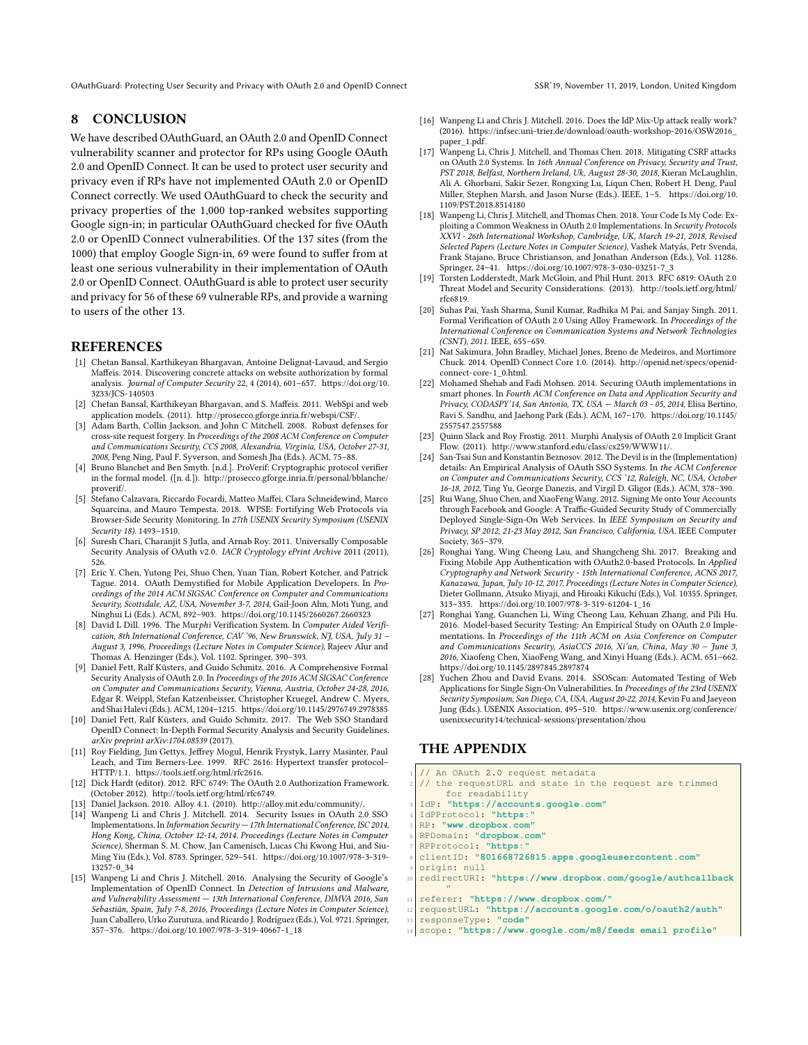## 8 CONCLUSION

We have described OAuthGuard, an OAuth 2.0 and OpenID Connect vulnerability scanner and protector for RPs using Google OAuth 2.0 and OpenID Connect. It can be used to protect user security and privacy even if RPs have not implemented OAuth 2.0 or OpenID Connect correctly. We used OAuthGuard to check the security and privacy properties of the 1,000 top-ranked websites supporting Google sign-in; in particular OAuthGuard checked for five OAuth 2.0 or OpenID Connect vulnerabilities. Of the 137 sites (from the 1000) that employ Google Sign-in, 69 were found to suffer from at least one serious vulnerability in their implementation of OAuth 2.0 or OpenID Connect. OAuthGuard is able to protect user security and privacy for 56 of these 69 vulnerable RPs, and provide a warning to users of the other 13.

## REFERENCES

- [1] Chetan Bansal, Karthikeyan Bhargavan, Antoine Delignat-Lavaud, and Sergio Maffeis. 2014. Discovering concrete attacks on website authorization by formal analysis. *Journal of Computer Security* 22, 4 (2014), 601–657. https://doi.org/10.3233/JCS-140503
- [2] Chetan Bansal, Karthikeyan Bhargavan, and S. Maffeis. 2011. WebSpi and web application models. (2011). http://prosecco.gforge.inria.fr/webspi/CSF/.
- [3] Adam Barth, Collin Jackson, and John C Mitchell. 2008. Robust defenses for cross-site request forgery. In *Proceedings of the 2008 ACM Conference on Computer and Communications Security, CCS 2008, Alexandria, Virginia, USA, October 27-31, 2008*, Peng Ning, Paul F. Syverson, and Somesh Jha (Eds.). ACM, 75–88.
- [4] Bruno Blanchet and Ben Smyth. [n.d.]. ProVerif: Cryptographic protocol verifier in the formal model. ([n. d.]). http://prosecco.gforge.inria.fr/personal/bblanche/proverif/.
- [5] Stefano Calzavara, Riccardo Focardi, Matteo Maffei, Clara Schneidewind, Marco Squarcina, and Mauro Tempesta. 2018. WPSE: Fortifying Web Protocols via Browser-Side Security Monitoring. In *27th USENIX Security Symposium (USENIX Security 18)*. 1493–1510.
- [6] Suresh Chari, Charanjit S Jutla, and Arnab Roy. 2011. Universally Composable Security Analysis of OAuth v2.0. *IACR Cryptology ePrint Archive* 2011 (2011), 526.
- [7] Eric Y. Chen, Yutong Pei, Shuo Chen, Yuan Tian, Robert Kotcher, and Patrick Tague. 2014. OAuth Demystified for Mobile Application Developers. In *Proceedings of the 2014 ACM SIGSAC Conference on Computer and Communications Security, Scottsdale, AZ, USA, November 3-7, 2014*, Gail-Joon Ahn, Moti Yung, and Ninghui Li (Eds.). ACM, 892–903. https://doi.org/10.1145/2660267.2660323
- [8] David L Dill. 1996. The Murϕ Verification System. In *Computer Aided Verification, 8th International Conference, CAV '96, New Brunswick, NJ, USA, July 31 – August 3, 1996, Proceedings (Lecture Notes in Computer Science)*, Rajeev Alur and Thomas A. Henzinger (Eds.), Vol. 1102. Springer, 390–393.
- [9] Daniel Fett, Ralf Küsters, and Guido Schmitz. 2016. A Comprehensive Formal Security Analysis of OAuth 2.0. In *Proceedings of the 2016 ACM SIGSAC Conference on Computer and Communications Security, Vienna, Austria, October 24-28, 2016*, Edgar R. Weippl, Stefan Katzenbeisser, Christopher Kruegel, Andrew C. Myers, and Shai Halevi (Eds.). ACM, 1204–1215. https://doi.org/10.1145/2976749.2978385
- [10] Daniel Fett, Ralf Küsters, and Guido Schmitz. 2017. The Web SSO Standard OpenID Connect: In-Depth Formal Security Analysis and Security Guidelines. *arXiv preprint arXiv:1704.08539* (2017).
- [11] Roy Fielding, Jim Gettys, Jeffrey Mogul, Henrik Frystyk, Larry Masinter, Paul Leach, and Tim Berners-Lee. 1999. RFC 2616: Hypertext transfer protocol–HTTP/1.1. https://tools.ietf.org/html/rfc2616.
- [12] Dick Hardt (editor). 2012. RFC 6749: The OAuth 2.0 Authorization Framework. (October 2012). http://tools.ietf.org/html/rfc6749.
- [13] Daniel Jackson. 2010. Alloy 4.1. (2010). http://alloy.mit.edu/community/.
- [14] Wanpeng Li and Chris J. Mitchell. 2014. Security Issues in OAuth 2.0 SSO Implementations. In *Information Security — 17th International Conference, ISC 2014, Hong Kong, China, October 12-14, 2014. Proceedings (Lecture Notes in Computer Science)*, Sherman S. M. Chow, Jan Camenisch, Lucas Chi Kwong Hui, and Siu-Ming Yiu (Eds.), Vol. 8783. Springer, 529–541. https://doi.org/10.1007/978-3-319-13257-0_34
- [15] Wanpeng Li and Chris J. Mitchell. 2016. Analysing the Security of Google's Implementation of OpenID Connect. In *Detection of Intrusions and Malware, and Vulnerability Assessment — 13th International Conference, DIMVA 2016, San Sebastián, Spain, July 7-8, 2016, Proceedings (Lecture Notes in Computer Science)*, Juan Caballero, Urko Zurutuza, and Ricardo J. Rodríguez (Eds.), Vol. 9721. Springer, 357–376. https://doi.org/10.1007/978-3-319-40667-1_18
- [16] Wanpeng Li and Chris J. Mitchell. 2016. Does the IdP Mix-Up attack really work? (2016). https://infsec.uni-trier.de/download/oauth-workshop-2016/OSW2016_paper_1.pdf.
- [17] Wanpeng Li, Chris J. Mitchell, and Thomas Chen. 2018. Mitigating CSRF attacks on OAuth 2.0 Systems. In *16th Annual Conference on Privacy, Security and Trust, PST 2018, Belfast, Northern Ireland, Uk, August 28-30, 2018*, Kieran McLaughlin, Ali A. Ghorbani, Sakir Sezer, Rongxing Lu, Liqun Chen, Robert H. Deng, Paul Miller, Stephen Marsh, and Jason Nurse (Eds.). IEEE, 1–5. https://doi.org/10.1109/PST.2018.8514180
- [18] Wanpeng Li, Chris J. Mitchell, and Thomas Chen. 2018. Your Code Is My Code: Exploiting a Common Weakness in OAuth 2.0 Implementations. In *Security Protocols XXVI - 26th International Workshop, Cambridge, UK, March 19-21, 2018, Revised Selected Papers (Lecture Notes in Computer Science)*, Vashek Matyás, Petr Svenda, Frank Stajano, Bruce Christianson, and Jonathan Anderson (Eds.), Vol. 11286. Springer, 24–41. https://doi.org/10.1007/978-3-030-03251-7_3
- [19] Torsten Lodderstedt, Mark McGloin, and Phil Hunt. 2013. RFC 6819: OAuth 2.0 Threat Model and Security Considerations. (2013). http://tools.ietf.org/html/rfc6819.
- [20] Suhas Pai, Yash Sharma, Sunil Kumar, Radhika M Pai, and Sanjay Singh. 2011. Formal Verification of OAuth 2.0 Using Alloy Framework. In *Proceedings of the International Conference on Communication Systems and Network Technologies (CSNT), 2011*. IEEE, 655–659.
- [21] Nat Sakimura, John Bradley, Michael Jones, Breno de Medeiros, and Mortimore Chuck. 2014. OpenID Connect Core 1.0. (2014). http://openid.net/specs/openid-connect-core-1_0.html.
- [22] Mohamed Shehab and Fadi Mohsen. 2014. Securing OAuth implementations in smart phones. In *Fourth ACM Conference on Data and Application Security and Privacy, CODASPY'14, San Antonio, TX, USA — March 03 - 05, 2014*, Elisa Bertino, Ravi S. Sandhu, and Jaehong Park (Eds.). ACM, 167–170. https://doi.org/10.1145/2557547.2557588
- [23] Quinn Slack and Roy Frostig. 2011. Murphi Analysis of OAuth 2.0 Implicit Grant Flow. (2011). http://www.stanford.edu/class/cs259/WWW11/.
- [24] San-Tsai Sun and Konstantin Beznosov. 2012. The Devil is in the (Implementation) details: An Empirical Analysis of OAuth SSO Systems. In *the ACM Conference on Computer and Communications Security, CCS '12, Raleigh, NC, USA, October 16-18, 2012*, Ting Yu, George Danezis, and Virgil D. Gligor (Eds.). ACM, 378–390.
- [25] Rui Wang, Shuo Chen, and XiaoFeng Wang. 2012. Signing Me onto Your Accounts through Facebook and Google: A Traffic-Guided Security Study of Commercially Deployed Single-Sign-On Web Services. In *IEEE Symposium on Security and Privacy, SP 2012, 21-23 May 2012, San Francisco, California, USA*. IEEE Computer Society, 365–379.
- [26] Ronghai Yang, Wing Cheong Lau, and Shangcheng Shi. 2017. Breaking and Fixing Mobile App Authentication with OAuth2.0-based Protocols. In *Applied Cryptography and Network Security - 15th International Conference, ACNS 2017, Kanazawa, Japan, July 10-12, 2017, Proceedings (Lecture Notes in Computer Science)*, Dieter Gollmann, Atsuko Miyaji, and Hiroaki Kikuchi (Eds.), Vol. 10355. Springer, 313–335. https://doi.org/10.1007/978-3-319-61204-1_16
- [27] Ronghai Yang, Guanchen Li, Wing Cheong Lau, Kehuan Zhang, and Pili Hu. 2016. Model-based Security Testing: An Empirical Study on OAuth 2.0 Implementations. In *Proceedings of the 11th ACM on Asia Conference on Computer and Communications Security, AsiaCCS 2016, Xi'an, China, May 30 – June 3, 2016*, Xiaofeng Chen, XiaoFeng Wang, and Xinyi Huang (Eds.). ACM, 651–662. https://doi.org/10.1145/2897845.2897874
- [28] Yuchen Zhou and David Evans. 2014. SSOScan: Automated Testing of Web Applications for Single Sign-On Vulnerabilities. In *Proceedings of the 23rd USENIX Security Symposium, San Diego, CA, USA, August 20-22, 2014*, Kevin Fu and Jaeyeon Jung (Eds.). USENIX Association, 495–510. https://www.usenix.org/conference/usenixsecurity14/technical-sessions/presentation/zhou

## THE APPENDIX

```
// An OAuth 2.0 request metadata
// the requestURL and state in the request are trimmed
    for readability
IdP: "https://accounts.google.com"
IdPProtocol: "https:"
RP: "www.dropbox.com"
RPDomain: "dropbox.com"
RPProtocol: "https:"
clientID: "801668726815.apps.googleusercontent.com"
origin: null
redirectURI: "https://www.dropbox.com/google/authcallback
    "
referer: "https://www.dropbox.com/"
requestURL: "https://accounts.google.com/o/oauth2/auth"
responseType: "code"
scope: "https://www.google.com/m8/feeds email profile"
```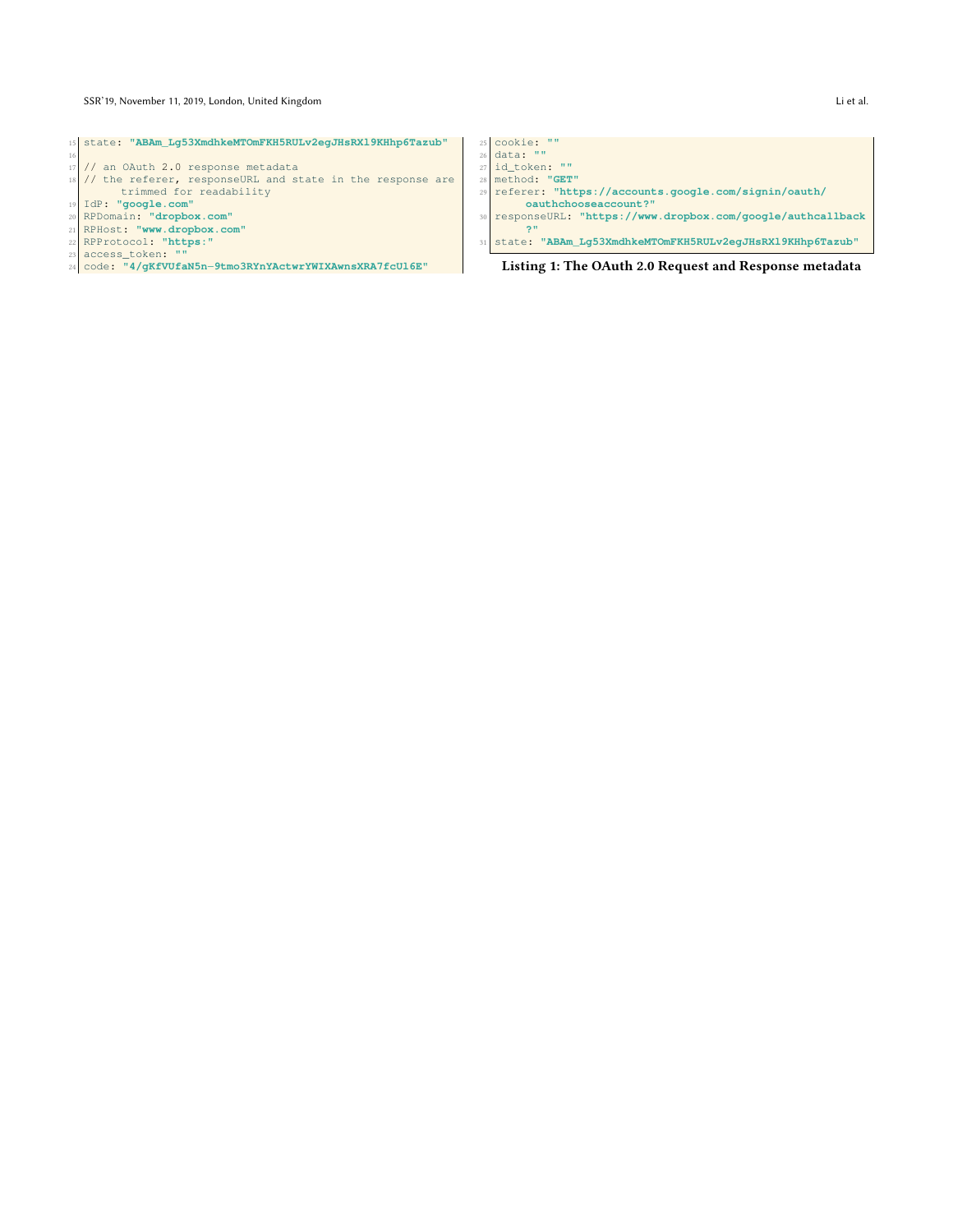```
state: "ABAm_Lg53XmdhkeMTOmFKH5RULv2egJHsRXl9KHhp6Tazub"

// an OAuth 2.0 response metadata
// the referer, responseURL and state in the response are
      trimmed for readability
IdP: "google.com"
RPDomain: "dropbox.com"
RPHost: "www.dropbox.com"
RPProtocol: "https:"
access_token: ""
code: "4/gKfVUfaN5n-9tmo3RYnYActwrYWIXAwnsXRA7fcUl6E"
cookie: ""
data: ""
id_token: ""
method: "GET"
referer: "https://accounts.google.com/signin/oauth/
     oauthchooseaccount?"
responseURL: "https://www.dropbox.com/google/authcallback
     ?"
state: "ABAm_Lg53XmdhkeMTOmFKH5RULv2egJHsRXl9KHhp6Tazub"
```

**Listing 1: The OAuth 2.0 Request and Response metadata**